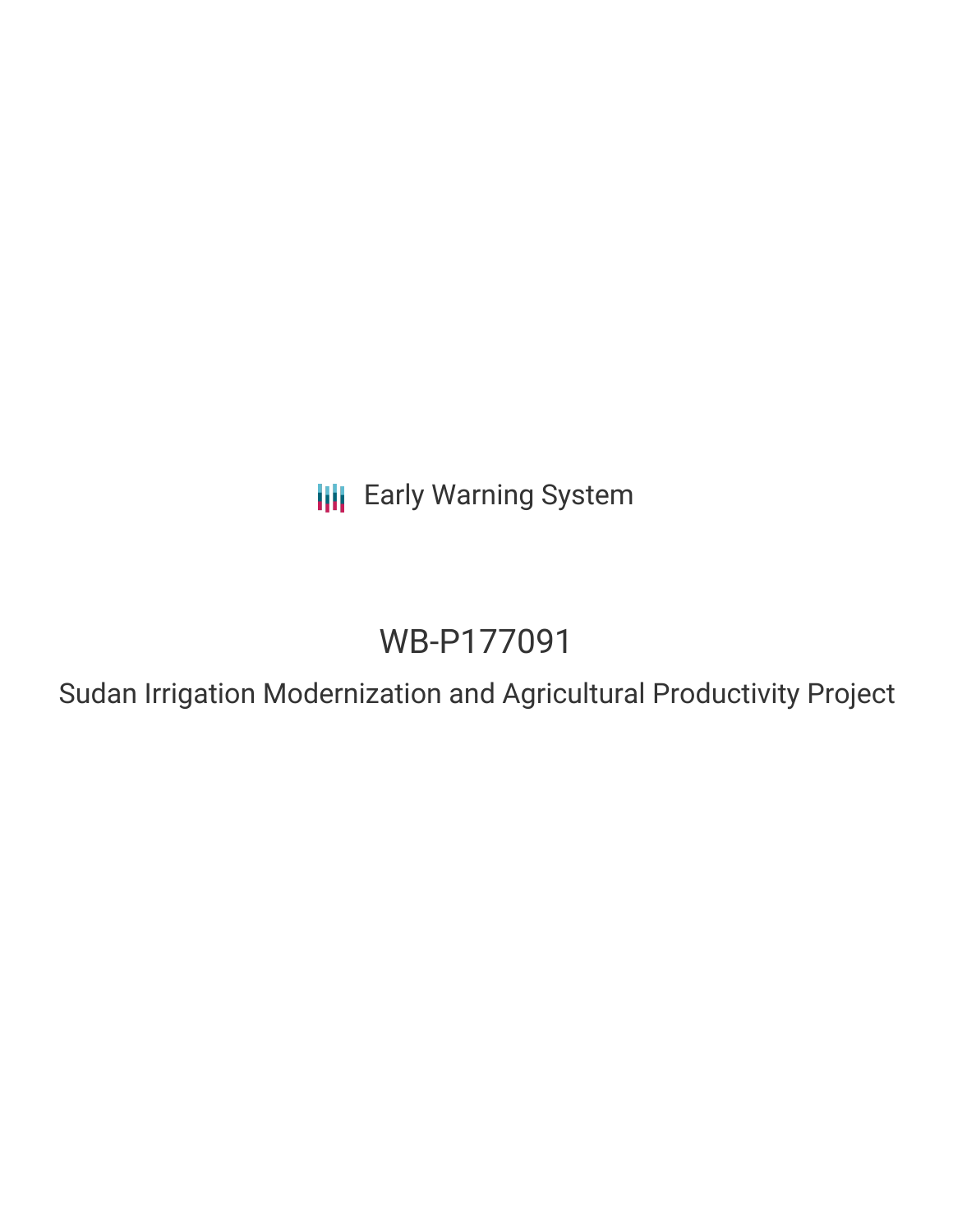Early Warning System

# WB-P177091

## Sudan Irrigation Modernization and Agricultural Productivity Project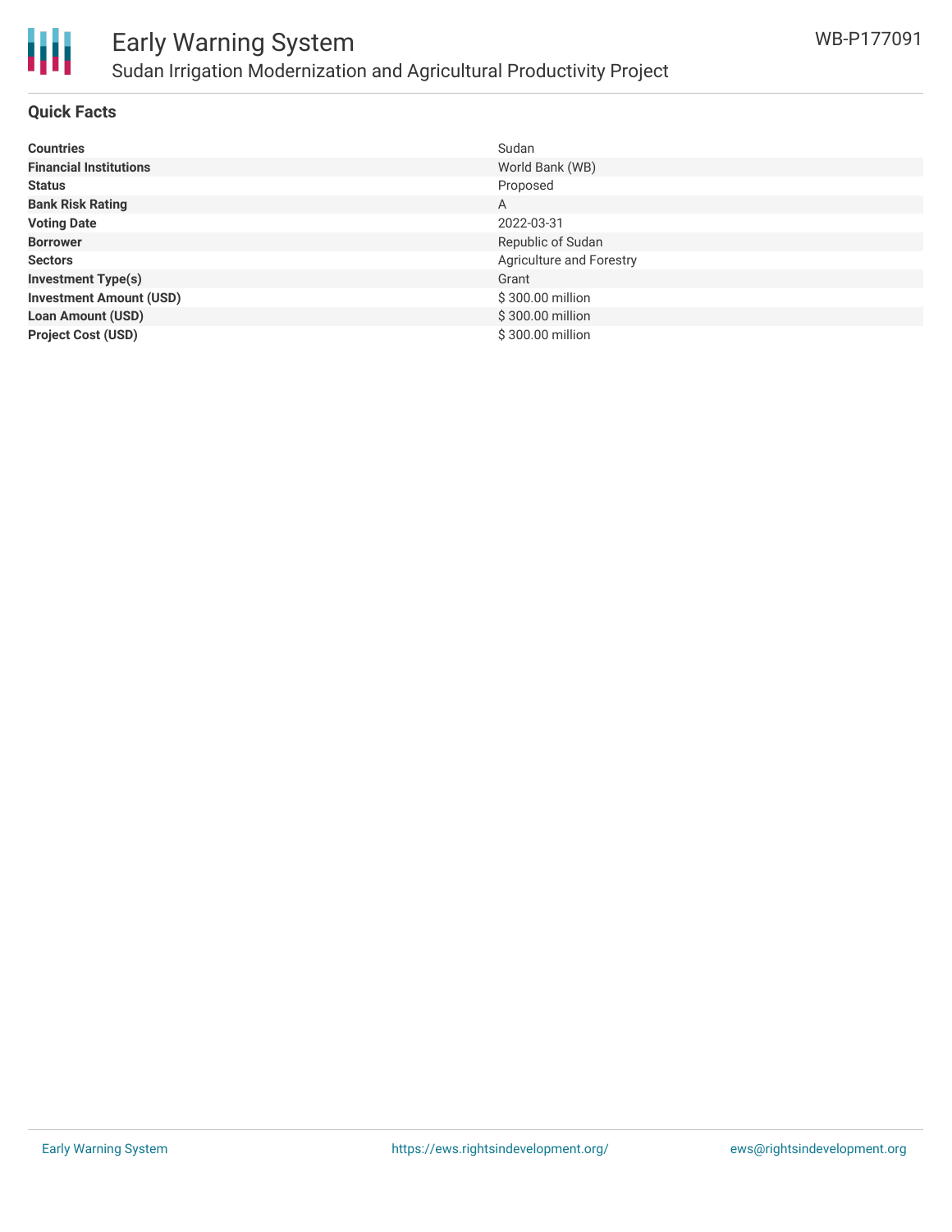## Quick Facts

| | |
|---|---|
| **Countries** | Sudan |
| **Financial Institutions** | World Bank (WB) |
| **Status** | Proposed |
| **Bank Risk Rating** | A |
| **Voting Date** | 2022-03-31 |
| **Borrower** | Republic of Sudan |
| **Sectors** | Agriculture and Forestry |
| **Investment Type(s)** | Grant |
| **Investment Amount (USD)** | $ 300.00 million |
| **Loan Amount (USD)** | $ 300.00 million |
| **Project Cost (USD)** | $ 300.00 million |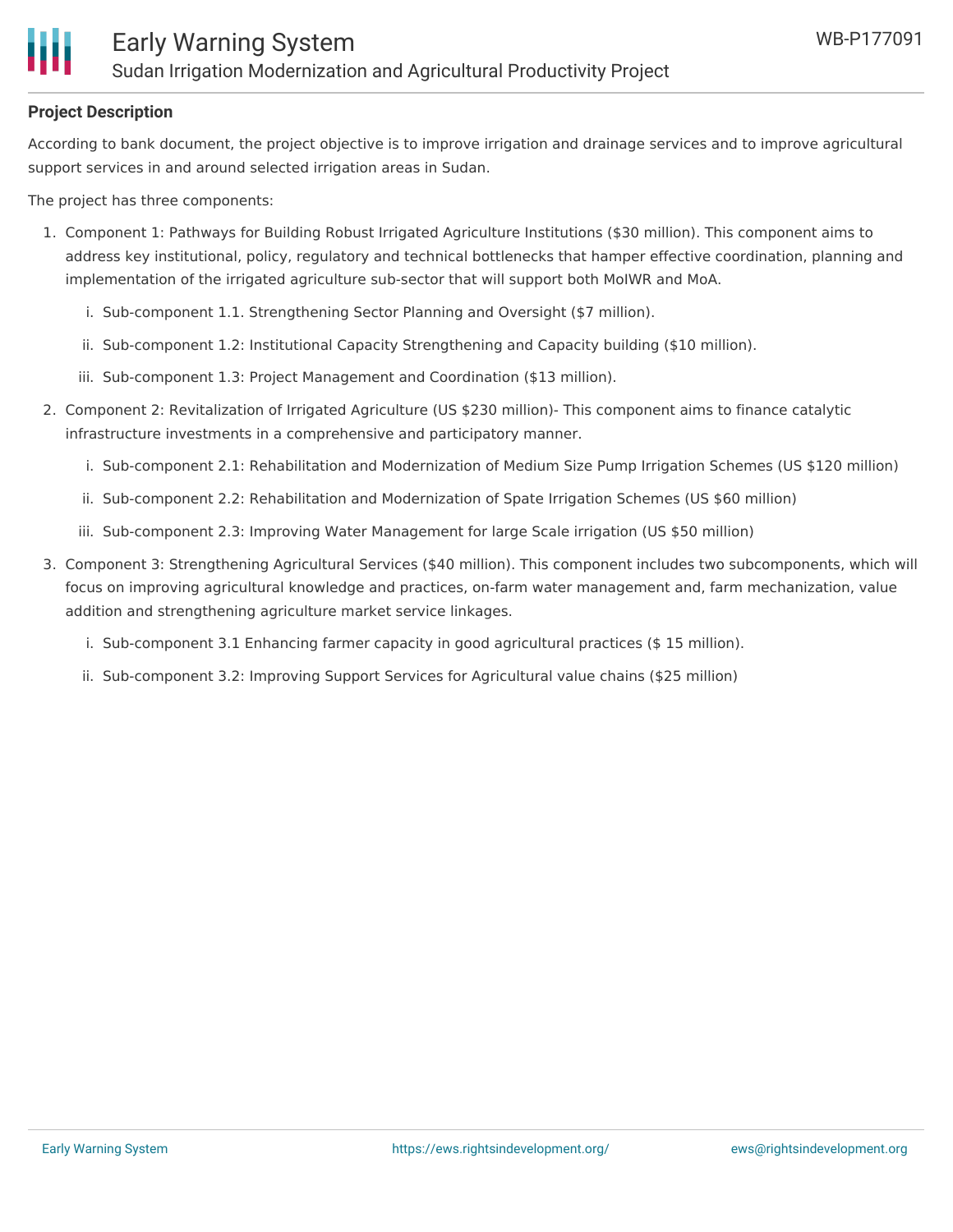**Project Description**

According to bank document, the project objective is to improve irrigation and drainage services and to improve agricultural support services in and around selected irrigation areas in Sudan.

The project has three components:

1. Component 1: Pathways for Building Robust Irrigated Agriculture Institutions ($30 million). This component aims to address key institutional, policy, regulatory and technical bottlenecks that hamper effective coordination, planning and implementation of the irrigated agriculture sub-sector that will support both MoIWR and MoA.
   i. Sub-component 1.1. Strengthening Sector Planning and Oversight ($7 million).
   ii. Sub-component 1.2: Institutional Capacity Strengthening and Capacity building ($10 million).
   iii. Sub-component 1.3: Project Management and Coordination ($13 million).
2. Component 2: Revitalization of Irrigated Agriculture (US $230 million)- This component aims to finance catalytic infrastructure investments in a comprehensive and participatory manner.
   i. Sub-component 2.1: Rehabilitation and Modernization of Medium Size Pump Irrigation Schemes (US $120 million)
   ii. Sub-component 2.2: Rehabilitation and Modernization of Spate Irrigation Schemes (US $60 million)
   iii. Sub-component 2.3: Improving Water Management for large Scale irrigation (US $50 million)
3. Component 3: Strengthening Agricultural Services ($40 million). This component includes two subcomponents, which will focus on improving agricultural knowledge and practices, on-farm water management and, farm mechanization, value addition and strengthening agriculture market service linkages.
   i. Sub-component 3.1 Enhancing farmer capacity in good agricultural practices ($ 15 million).
   ii. Sub-component 3.2: Improving Support Services for Agricultural value chains ($25 million)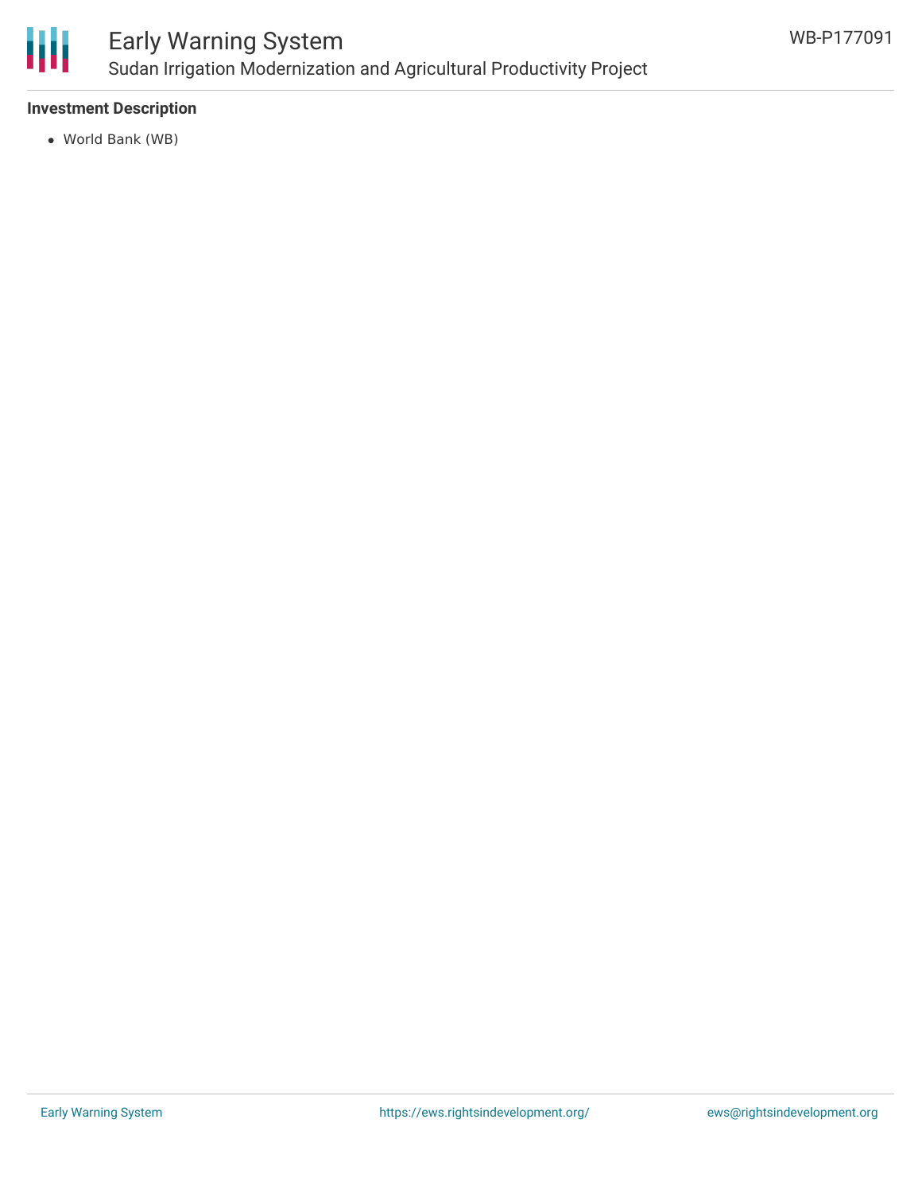**Investment Description**

- World Bank (WB)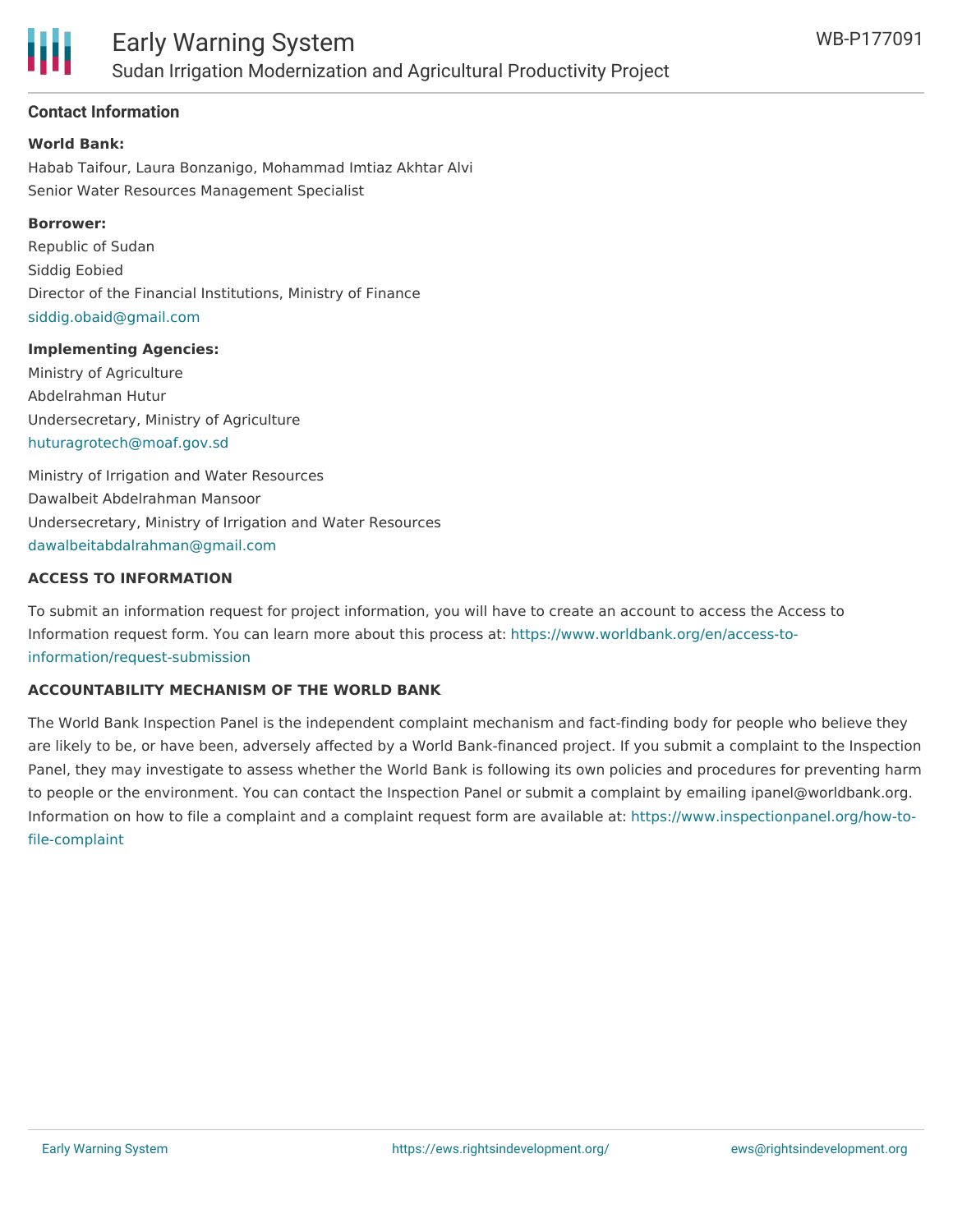### Contact Information

**World Bank:**

Habab Taifour, Laura Bonzanigo, Mohammad Imtiaz Akhtar Alvi
Senior Water Resources Management Specialist

**Borrower:**

Republic of Sudan
Siddig Eobied
Director of the Financial Institutions, Ministry of Finance
siddig.obaid@gmail.com

**Implementing Agencies:**

Ministry of Agriculture
Abdelrahman Hutur
Undersecretary, Ministry of Agriculture
huturagrotech@moaf.gov.sd

Ministry of Irrigation and Water Resources
Dawalbeit Abdelrahman Mansoor
Undersecretary, Ministry of Irrigation and Water Resources
dawalbeitabdalrahman@gmail.com

#### ACCESS TO INFORMATION

To submit an information request for project information, you will have to create an account to access the Access to Information request form. You can learn more about this process at: https://www.worldbank.org/en/access-to-information/request-submission

#### ACCOUNTABILITY MECHANISM OF THE WORLD BANK

The World Bank Inspection Panel is the independent complaint mechanism and fact-finding body for people who believe they are likely to be, or have been, adversely affected by a World Bank-financed project. If you submit a complaint to the Inspection Panel, they may investigate to assess whether the World Bank is following its own policies and procedures for preventing harm to people or the environment. You can contact the Inspection Panel or submit a complaint by emailing ipanel@worldbank.org. Information on how to file a complaint and a complaint request form are available at: https://www.inspectionpanel.org/how-to-file-complaint